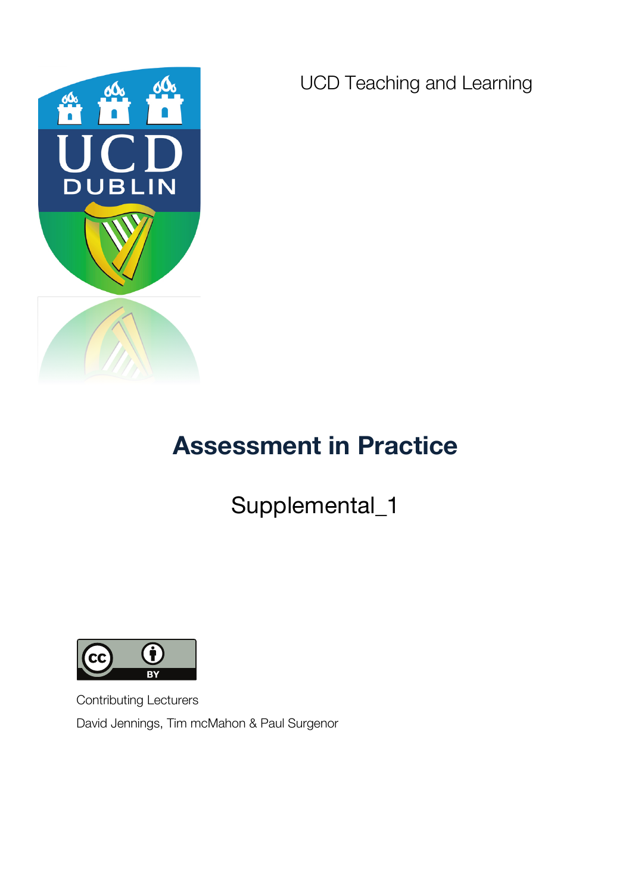UCD Teaching and Learning

# Assessment in Practice

## Supplemental_1

Contributing Lecturers

David Jennings, Tim mcMahon & Paul Surgenor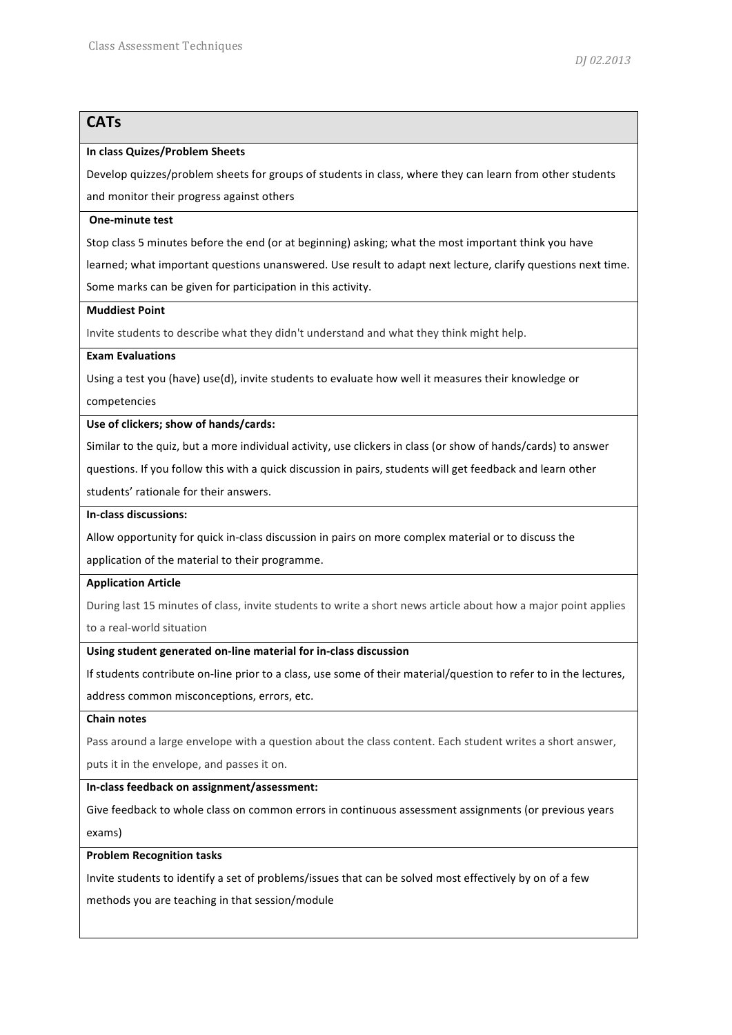## CATs

**In class Quizes/Problem Sheets**

Develop quizzes/problem sheets for groups of students in class, where they can learn from other students and monitor their progress against others

**One-minute test**

Stop class 5 minutes before the end (or at beginning) asking; what the most important think you have learned; what important questions unanswered. Use result to adapt next lecture, clarify questions next time. Some marks can be given for participation in this activity.

**Muddiest Point**

Invite students to describe what they didn't understand and what they think might help.

**Exam Evaluations**

Using a test you (have) use(d), invite students to evaluate how well it measures their knowledge or competencies

**Use of clickers; show of hands/cards:**

Similar to the quiz, but a more individual activity, use clickers in class (or show of hands/cards) to answer questions. If you follow this with a quick discussion in pairs, students will get feedback and learn other students' rationale for their answers.

**In-class discussions:**

Allow opportunity for quick in-class discussion in pairs on more complex material or to discuss the application of the material to their programme.

**Application Article**

During last 15 minutes of class, invite students to write a short news article about how a major point applies to a real-world situation

**Using student generated on-line material for in-class discussion**

If students contribute on-line prior to a class, use some of their material/question to refer to in the lectures, address common misconceptions, errors, etc.

**Chain notes**

Pass around a large envelope with a question about the class content. Each student writes a short answer, puts it in the envelope, and passes it on.

**In-class feedback on assignment/assessment:**

Give feedback to whole class on common errors in continuous assessment assignments (or previous years exams)

**Problem Recognition tasks**

Invite students to identify a set of problems/issues that can be solved most effectively by on of a few methods you are teaching in that session/module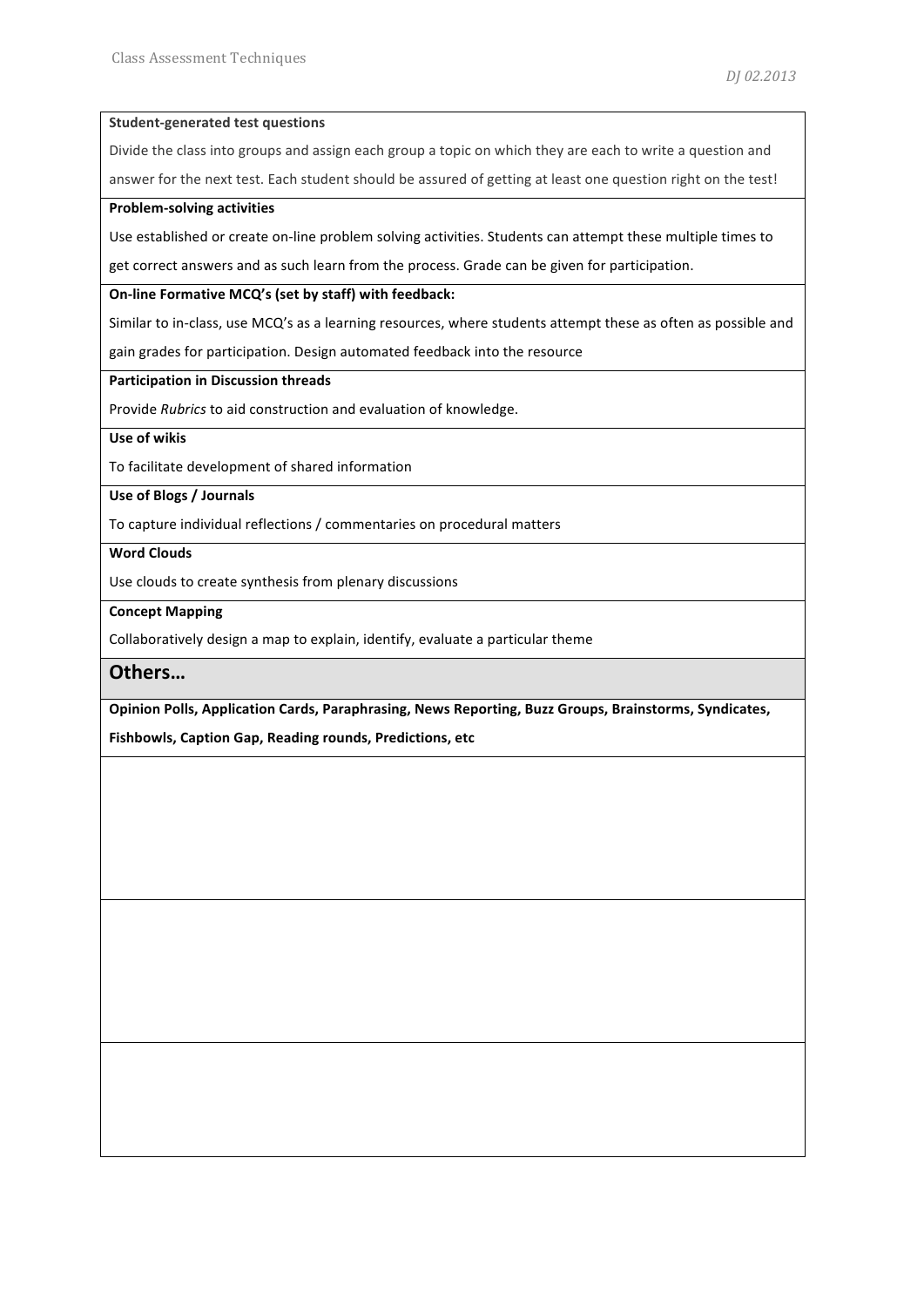**Student-generated test questions**

Divide the class into groups and assign each group a topic on which they are each to write a question and answer for the next test. Each student should be assured of getting at least one question right on the test!

**Problem-solving activities**

Use established or create on-line problem solving activities. Students can attempt these multiple times to get correct answers and as such learn from the process. Grade can be given for participation.

**On-line Formative MCQ's (set by staff) with feedback:**

Similar to in-class, use MCQ's as a learning resources, where students attempt these as often as possible and gain grades for participation. Design automated feedback into the resource

**Participation in Discussion threads**

Provide *Rubrics* to aid construction and evaluation of knowledge.

**Use of wikis**

To facilitate development of shared information

**Use of Blogs / Journals**

To capture individual reflections / commentaries on procedural matters

**Word Clouds**

Use clouds to create synthesis from plenary discussions

**Concept Mapping**

Collaboratively design a map to explain, identify, evaluate a particular theme

## Others…

**Opinion Polls, Application Cards, Paraphrasing, News Reporting, Buzz Groups, Brainstorms, Syndicates, Fishbowls, Caption Gap, Reading rounds, Predictions, etc**